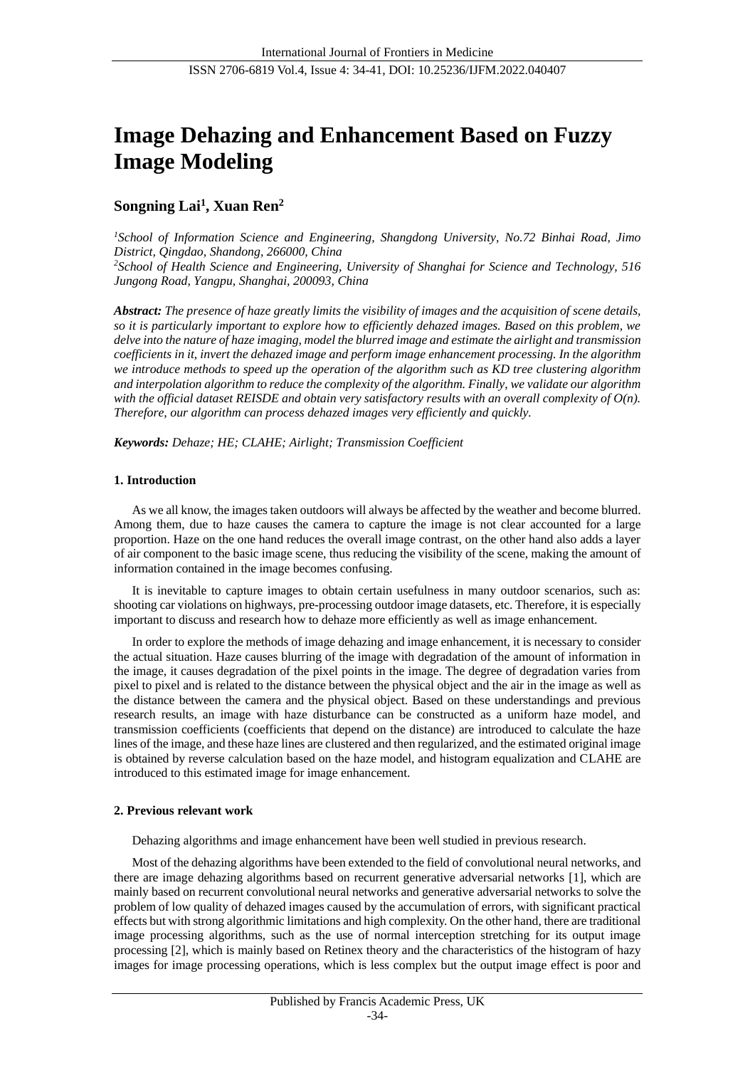# Image Dehazing and Enhancement Based on Fuzzy Image Modeling

**Songning Lai[1], Xuan Ren[2]**

*[1]School of Information Science and Engineering, Shangdong University, No.72 Binhai Road, Jimo District, Qingdao, Shandong, 266000, China*
*[2]School of Health Science and Engineering, University of Shanghai for Science and Technology, 516 Jungong Road, Yangpu, Shanghai, 200093, China*

***Abstract:*** *The presence of haze greatly limits the visibility of images and the acquisition of scene details, so it is particularly important to explore how to efficiently dehazed images. Based on this problem, we delve into the nature of haze imaging, model the blurred image and estimate the airlight and transmission coefficients in it, invert the dehazed image and perform image enhancement processing. In the algorithm we introduce methods to speed up the operation of the algorithm such as KD tree clustering algorithm and interpolation algorithm to reduce the complexity of the algorithm. Finally, we validate our algorithm with the official dataset REISDE and obtain very satisfactory results with an overall complexity of O(n). Therefore, our algorithm can process dehazed images very efficiently and quickly.*

***Keywords:*** *Dehaze; HE; CLAHE; Airlight; Transmission Coefficient*

## 1. Introduction

As we all know, the images taken outdoors will always be affected by the weather and become blurred. Among them, due to haze causes the camera to capture the image is not clear accounted for a large proportion. Haze on the one hand reduces the overall image contrast, on the other hand also adds a layer of air component to the basic image scene, thus reducing the visibility of the scene, making the amount of information contained in the image becomes confusing.

It is inevitable to capture images to obtain certain usefulness in many outdoor scenarios, such as: shooting car violations on highways, pre-processing outdoor image datasets, etc. Therefore, it is especially important to discuss and research how to dehaze more efficiently as well as image enhancement.

In order to explore the methods of image dehazing and image enhancement, it is necessary to consider the actual situation. Haze causes blurring of the image with degradation of the amount of information in the image, it causes degradation of the pixel points in the image. The degree of degradation varies from pixel to pixel and is related to the distance between the physical object and the air in the image as well as the distance between the camera and the physical object. Based on these understandings and previous research results, an image with haze disturbance can be constructed as a uniform haze model, and transmission coefficients (coefficients that depend on the distance) are introduced to calculate the haze lines of the image, and these haze lines are clustered and then regularized, and the estimated original image is obtained by reverse calculation based on the haze model, and histogram equalization and CLAHE are introduced to this estimated image for image enhancement.

## 2. Previous relevant work

Dehazing algorithms and image enhancement have been well studied in previous research.

Most of the dehazing algorithms have been extended to the field of convolutional neural networks, and there are image dehazing algorithms based on recurrent generative adversarial networks [1], which are mainly based on recurrent convolutional neural networks and generative adversarial networks to solve the problem of low quality of dehazed images caused by the accumulation of errors, with significant practical effects but with strong algorithmic limitations and high complexity. On the other hand, there are traditional image processing algorithms, such as the use of normal interception stretching for its output image processing [2], which is mainly based on Retinex theory and the characteristics of the histogram of hazy images for image processing operations, which is less complex but the output image effect is poor and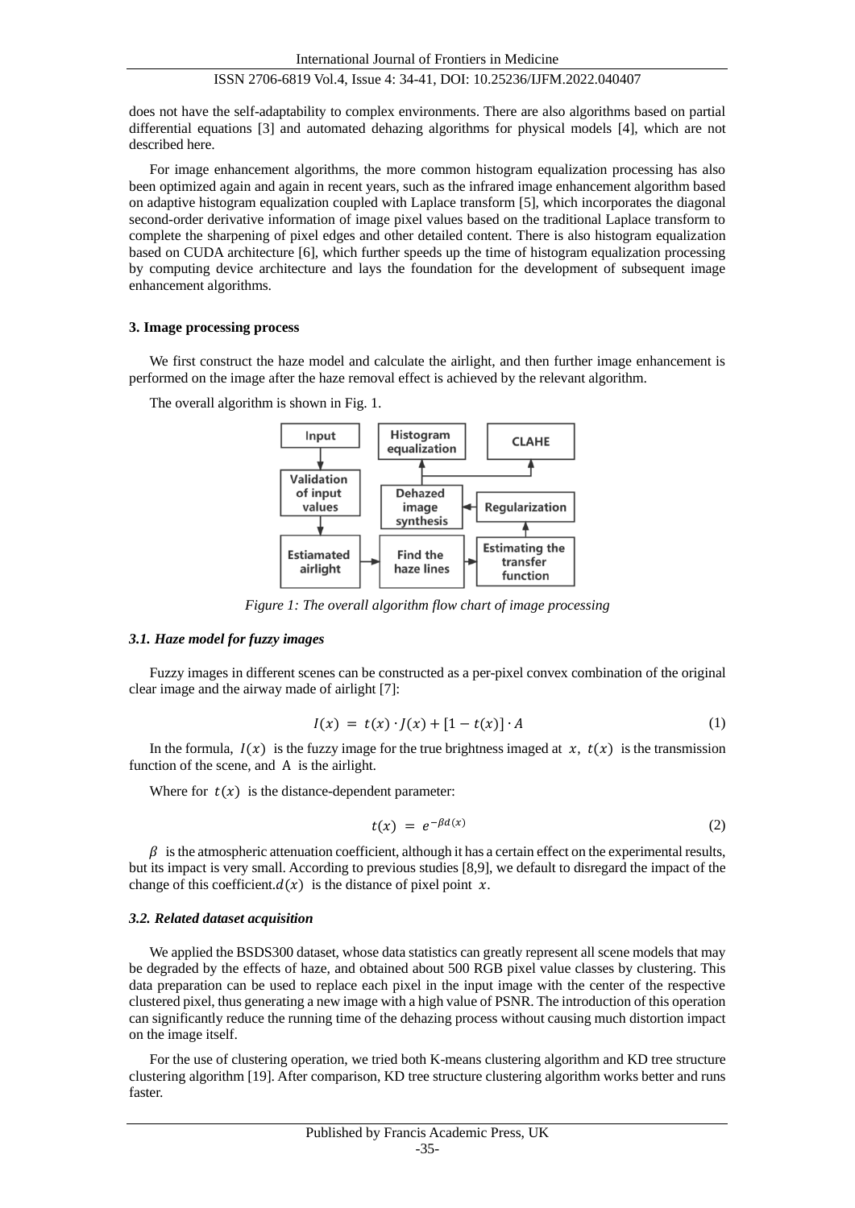does not have the self-adaptability to complex environments. There are also algorithms based on partial differential equations [3] and automated dehazing algorithms for physical models [4], which are not described here.

For image enhancement algorithms, the more common histogram equalization processing has also been optimized again and again in recent years, such as the infrared image enhancement algorithm based on adaptive histogram equalization coupled with Laplace transform [5], which incorporates the diagonal second-order derivative information of image pixel values based on the traditional Laplace transform to complete the sharpening of pixel edges and other detailed content. There is also histogram equalization based on CUDA architecture [6], which further speeds up the time of histogram equalization processing by computing device architecture and lays the foundation for the development of subsequent image enhancement algorithms.

## 3. Image processing process

We first construct the haze model and calculate the airlight, and then further image enhancement is performed on the image after the haze removal effect is achieved by the relevant algorithm.

The overall algorithm is shown in Fig. 1.

*Figure 1: The overall algorithm flow chart of image processing*

### 3.1. Haze model for fuzzy images

Fuzzy images in different scenes can be constructed as a per-pixel convex combination of the original clear image and the airway made of airlight [7]:

$$I(x) = t(x) \cdot J(x) + [1 - t(x)] \cdot A \tag{1}$$

In the formula, $I(x)$ is the fuzzy image for the true brightness imaged at $x$, $t(x)$ is the transmission function of the scene, and A is the airlight.

Where for $t(x)$ is the distance-dependent parameter:

$$t(x) = e^{-\beta d(x)} \tag{2}$$

$\beta$ is the atmospheric attenuation coefficient, although it has a certain effect on the experimental results, but its impact is very small. According to previous studies [8,9], we default to disregard the impact of the change of this coefficient. $d(x)$ is the distance of pixel point $x$.

### 3.2. Related dataset acquisition

We applied the BSDS300 dataset, whose data statistics can greatly represent all scene models that may be degraded by the effects of haze, and obtained about 500 RGB pixel value classes by clustering. This data preparation can be used to replace each pixel in the input image with the center of the respective clustered pixel, thus generating a new image with a high value of PSNR. The introduction of this operation can significantly reduce the running time of the dehazing process without causing much distortion impact on the image itself.

For the use of clustering operation, we tried both K-means clustering algorithm and KD tree structure clustering algorithm [19]. After comparison, KD tree structure clustering algorithm works better and runs faster.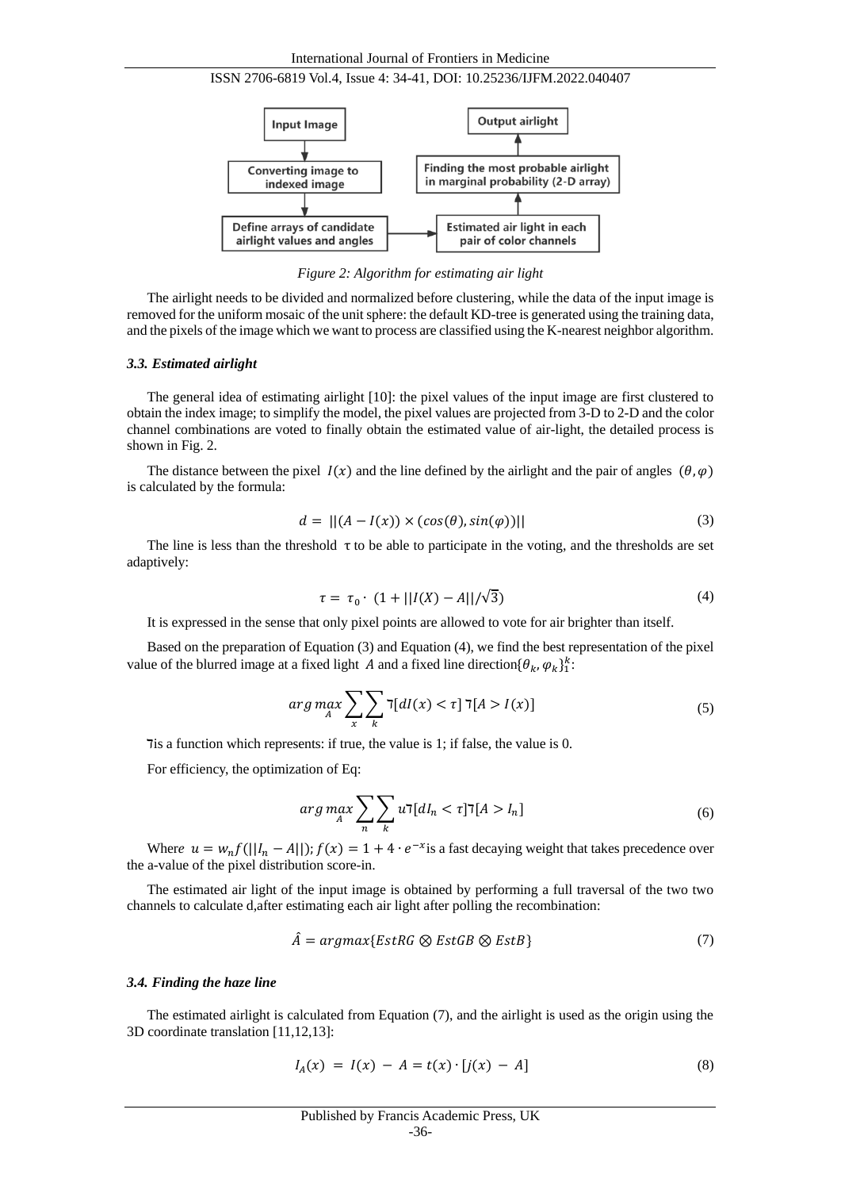Figure 2: Algorithm for estimating air light

The airlight needs to be divided and normalized before clustering, while the data of the input image is removed for the uniform mosaic of the unit sphere: the default KD-tree is generated using the training data, and the pixels of the image which we want to process are classified using the K-nearest neighbor algorithm.

### *3.3. Estimated airlight*

The general idea of estimating airlight [10]: the pixel values of the input image are first clustered to obtain the index image; to simplify the model, the pixel values are projected from 3-D to 2-D and the color channel combinations are voted to finally obtain the estimated value of air-light, the detailed process is shown in Fig. 2.

The distance between the pixel $I(x)$ and the line defined by the airlight and the pair of angles $(\theta, \varphi)$ is calculated by the formula:

$$d = ||(A - I(x)) \times (cos(\theta), sin(\varphi))|| \tag{3}$$

The line is less than the threshold $\tau$ to be able to participate in the voting, and the thresholds are set adaptively:

$$\tau = \tau_0 \cdot (1 + ||I(X) - A||/\sqrt{3}) \tag{4}$$

It is expressed in the sense that only pixel points are allowed to vote for air brighter than itself.

Based on the preparation of Equation (3) and Equation (4), we find the best representation of the pixel value of the blurred image at a fixed light $A$ and a fixed line direction$\{\theta_k, \varphi_k\}_1^k$:

$$arg\max_{A} \sum_{x} \sum_{k} ᒣ[dI(x) < \tau]\, ᒣ[A > I(x)] \tag{5}$$

ᒣis a function which represents: if true, the value is 1; if false, the value is 0.

For efficiency, the optimization of Eq:

$$arg\max_{A} \sum_{n} \sum_{k} u ᒣ[dI_n < \tau] ᒣ[A > I_n] \tag{6}$$

Where $u = w_n f(||I_n - A||)$; $f(x) = 1 + 4 \cdot e^{-x}$is a fast decaying weight that takes precedence over the a-value of the pixel distribution score-in.

The estimated air light of the input image is obtained by performing a full traversal of the two two channels to calculate d,after estimating each air light after polling the recombination:

$$\hat{A} = argmax\{EstRG \otimes EstGB \otimes EstB\} \tag{7}$$

### *3.4. Finding the haze line*

The estimated airlight is calculated from Equation (7), and the airlight is used as the origin using the 3D coordinate translation [11,12,13]:

$$I_A(x) = I(x) - A = t(x) \cdot [j(x) - A] \tag{8}$$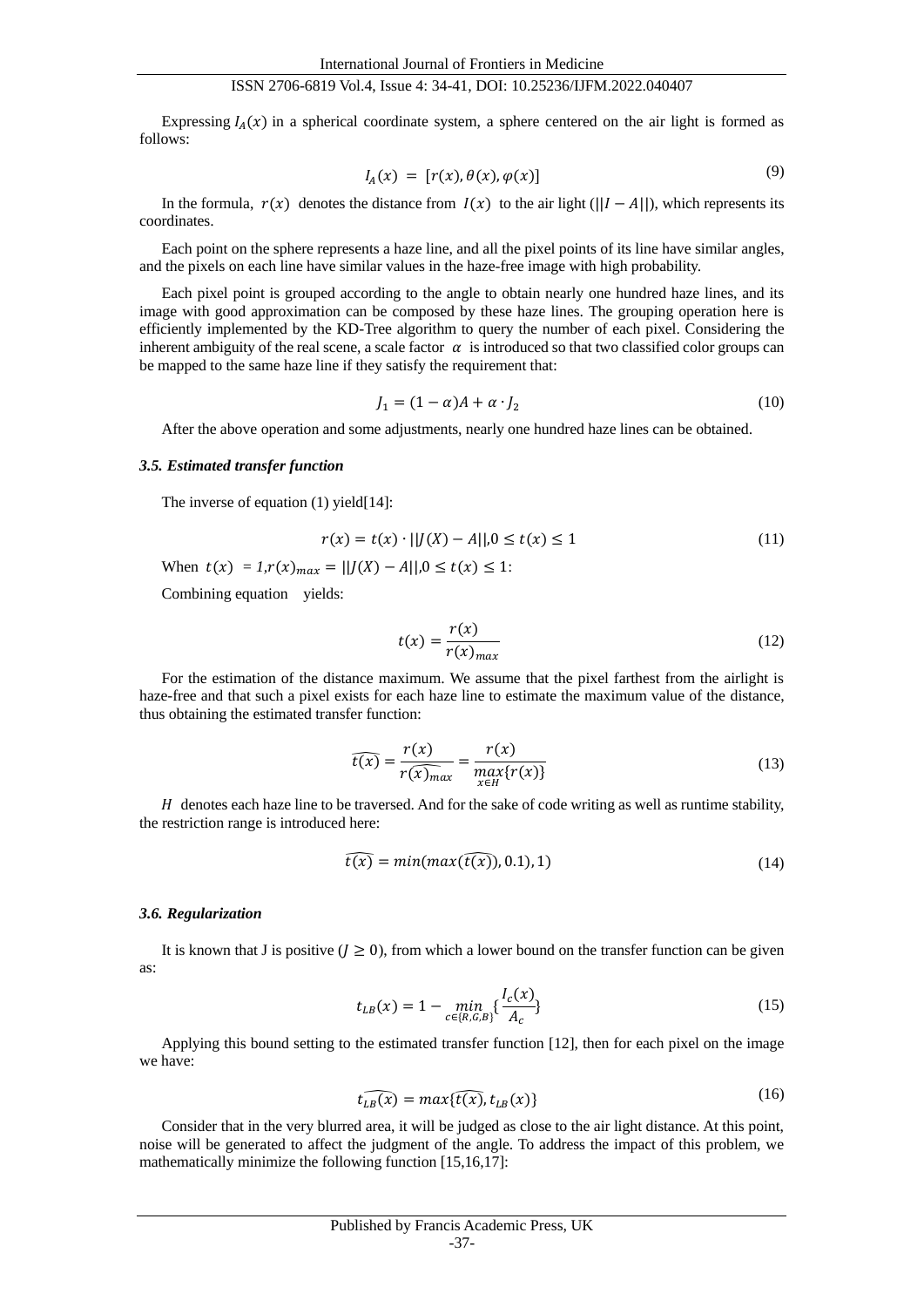Expressing $I_A(x)$ in a spherical coordinate system, a sphere centered on the air light is formed as follows:

$$I_A(x) = [r(x), \theta(x), \varphi(x)] \tag{9}$$

In the formula, $r(x)$ denotes the distance from $I(x)$ to the air light ($||I - A||$), which represents its coordinates.

Each point on the sphere represents a haze line, and all the pixel points of its line have similar angles, and the pixels on each line have similar values in the haze-free image with high probability.

Each pixel point is grouped according to the angle to obtain nearly one hundred haze lines, and its image with good approximation can be composed by these haze lines. The grouping operation here is efficiently implemented by the KD-Tree algorithm to query the number of each pixel. Considering the inherent ambiguity of the real scene, a scale factor $\alpha$ is introduced so that two classified color groups can be mapped to the same haze line if they satisfy the requirement that:

$$J_1 = (1 - \alpha)A + \alpha \cdot J_2 \tag{10}$$

After the above operation and some adjustments, nearly one hundred haze lines can be obtained.

### *3.5. Estimated transfer function*

The inverse of equation (1) yield[14]:

$$r(x) = t(x) \cdot ||J(X) - A||, 0 \leq t(x) \leq 1 \tag{11}$$

When $t(x) = 1, r(x)_{max} = ||J(X) - A||, 0 \leq t(x) \leq 1$:

Combining equation yields:

$$t(x) = \frac{r(x)}{r(x)_{max}} \tag{12}$$

For the estimation of the distance maximum. We assume that the pixel farthest from the airlight is haze-free and that such a pixel exists for each haze line to estimate the maximum value of the distance, thus obtaining the estimated transfer function:

$$\widehat{t(x)} = \frac{r(x)}{\widehat{r(x)_{max}}} = \frac{r(x)}{\max_{x \in H}\{r(x)\}} \tag{13}$$

$H$ denotes each haze line to be traversed. And for the sake of code writing as well as runtime stability, the restriction range is introduced here:

$$\widehat{t(x)} = min(max(\widehat{t(x)}), 0.1), 1) \tag{14}$$

### *3.6. Regularization*

It is known that J is positive ($J \geq 0$), from which a lower bound on the transfer function can be given as:

$$t_{LB}(x) = 1 - \min_{c \in \{R,G,B\}}\{\frac{I_c(x)}{A_c}\} \tag{15}$$

Applying this bound setting to the estimated transfer function [12], then for each pixel on the image we have:

$$\widehat{t_{LB}(x)} = max\{\widehat{t(x)}, t_{LB}(x)\} \tag{16}$$

Consider that in the very blurred area, it will be judged as close to the air light distance. At this point, noise will be generated to affect the judgment of the angle. To address the impact of this problem, we mathematically minimize the following function [15,16,17]: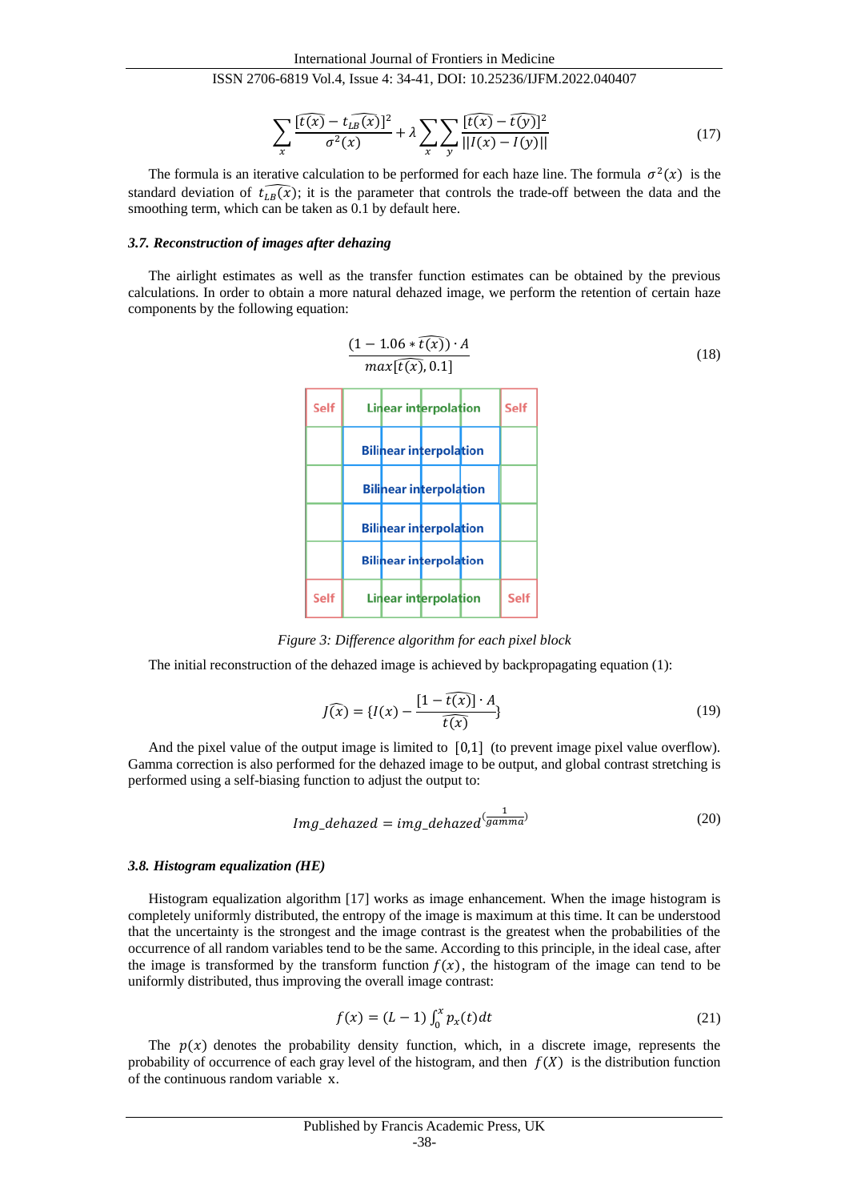$$\sum_{x}\frac{[\widehat{t(x)}-\widehat{t_{LB}(x)}]^2}{\sigma^2(x)}+\lambda\sum_{x}\sum_{y}\frac{[\widehat{t(x)}-\widehat{t(y)}]^2}{||I(x)-I(y)||} \tag{17}$$

The formula is an iterative calculation to be performed for each haze line. The formula $\sigma^2(x)$ is the standard deviation of $\widehat{t_{LB}(x)}$; it is the parameter that controls the trade-off between the data and the smoothing term, which can be taken as 0.1 by default here.

### *3.7. Reconstruction of images after dehazing*

The airlight estimates as well as the transfer function estimates can be obtained by the previous calculations. In order to obtain a more natural dehazed image, we perform the retention of certain haze components by the following equation:

$$\frac{(1-1.06*\widehat{t(x)})\cdot A}{max[\widehat{t(x)},0.1]} \tag{18}$$

| Self | Linear interpolation | Self |
|---|---|---|
| | Bilinear interpolation | |
| | Bilinear interpolation | |
| | Bilinear interpolation | |
| | Bilinear interpolation | |
| Self | Linear interpolation | Self |

*Figure 3: Difference algorithm for each pixel block*

The initial reconstruction of the dehazed image is achieved by backpropagating equation (1):

$$\widehat{J(x)}=\{I(x)-\frac{[1-\widehat{t(x)}]\cdot A}{\widehat{t(x)}}\} \tag{19}$$

And the pixel value of the output image is limited to $[0,1]$ (to prevent image pixel value overflow). Gamma correction is also performed for the dehazed image to be output, and global contrast stretching is performed using a self-biasing function to adjust the output to:

$$Img\_dehazed=img\_dehazed^{(\frac{1}{gamma})} \tag{20}$$

### *3.8. Histogram equalization (HE)*

Histogram equalization algorithm [17] works as image enhancement. When the image histogram is completely uniformly distributed, the entropy of the image is maximum at this time. It can be understood that the uncertainty is the strongest and the image contrast is the greatest when the probabilities of the occurrence of all random variables tend to be the same. According to this principle, in the ideal case, after the image is transformed by the transform function $f(x)$, the histogram of the image can tend to be uniformly distributed, thus improving the overall image contrast:

$$f(x)=(L-1)\int_0^x p_x(t)dt \tag{21}$$

The $p(x)$ denotes the probability density function, which, in a discrete image, represents the probability of occurrence of each gray level of the histogram, and then $f(X)$ is the distribution function of the continuous random variable x.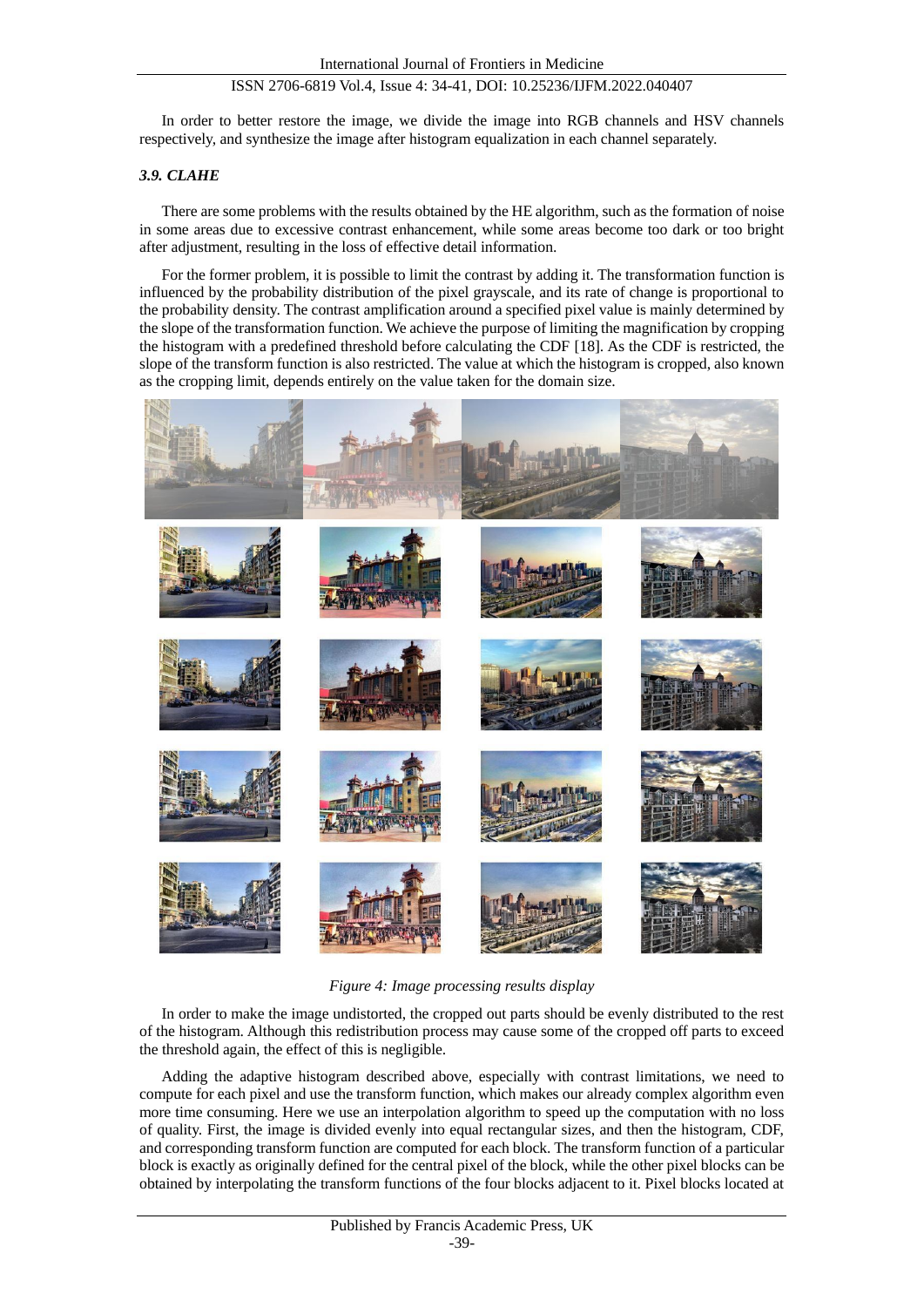In order to better restore the image, we divide the image into RGB channels and HSV channels respectively, and synthesize the image after histogram equalization in each channel separately.

### *3.9. CLAHE*

There are some problems with the results obtained by the HE algorithm, such as the formation of noise in some areas due to excessive contrast enhancement, while some areas become too dark or too bright after adjustment, resulting in the loss of effective detail information.

For the former problem, it is possible to limit the contrast by adding it. The transformation function is influenced by the probability distribution of the pixel grayscale, and its rate of change is proportional to the probability density. The contrast amplification around a specified pixel value is mainly determined by the slope of the transformation function. We achieve the purpose of limiting the magnification by cropping the histogram with a predefined threshold before calculating the CDF [18]. As the CDF is restricted, the slope of the transform function is also restricted. The value at which the histogram is cropped, also known as the cropping limit, depends entirely on the value taken for the domain size.

*Figure 4: Image processing results display*

In order to make the image undistorted, the cropped out parts should be evenly distributed to the rest of the histogram. Although this redistribution process may cause some of the cropped off parts to exceed the threshold again, the effect of this is negligible.

Adding the adaptive histogram described above, especially with contrast limitations, we need to compute for each pixel and use the transform function, which makes our already complex algorithm even more time consuming. Here we use an interpolation algorithm to speed up the computation with no loss of quality. First, the image is divided evenly into equal rectangular sizes, and then the histogram, CDF, and corresponding transform function are computed for each block. The transform function of a particular block is exactly as originally defined for the central pixel of the block, while the other pixel blocks can be obtained by interpolating the transform functions of the four blocks adjacent to it. Pixel blocks located at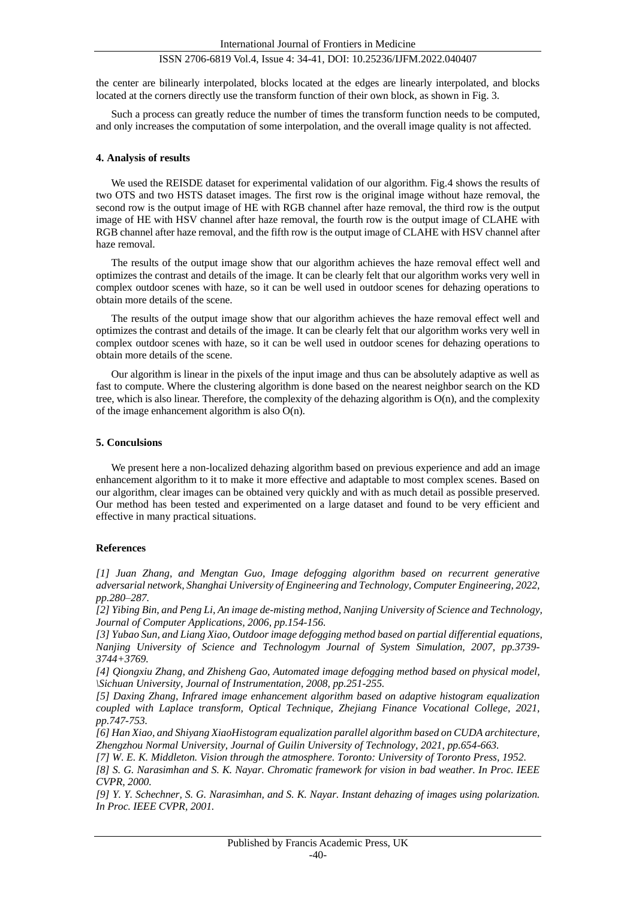the center are bilinearly interpolated, blocks located at the edges are linearly interpolated, and blocks located at the corners directly use the transform function of their own block, as shown in Fig. 3.

Such a process can greatly reduce the number of times the transform function needs to be computed, and only increases the computation of some interpolation, and the overall image quality is not affected.

## 4. Analysis of results

We used the REISDE dataset for experimental validation of our algorithm. Fig.4 shows the results of two OTS and two HSTS dataset images. The first row is the original image without haze removal, the second row is the output image of HE with RGB channel after haze removal, the third row is the output image of HE with HSV channel after haze removal, the fourth row is the output image of CLAHE with RGB channel after haze removal, and the fifth row is the output image of CLAHE with HSV channel after haze removal.

The results of the output image show that our algorithm achieves the haze removal effect well and optimizes the contrast and details of the image. It can be clearly felt that our algorithm works very well in complex outdoor scenes with haze, so it can be well used in outdoor scenes for dehazing operations to obtain more details of the scene.

The results of the output image show that our algorithm achieves the haze removal effect well and optimizes the contrast and details of the image. It can be clearly felt that our algorithm works very well in complex outdoor scenes with haze, so it can be well used in outdoor scenes for dehazing operations to obtain more details of the scene.

Our algorithm is linear in the pixels of the input image and thus can be absolutely adaptive as well as fast to compute. Where the clustering algorithm is done based on the nearest neighbor search on the KD tree, which is also linear. Therefore, the complexity of the dehazing algorithm is O(n), and the complexity of the image enhancement algorithm is also O(n).

## 5. Conculsions

We present here a non-localized dehazing algorithm based on previous experience and add an image enhancement algorithm to it to make it more effective and adaptable to most complex scenes. Based on our algorithm, clear images can be obtained very quickly and with as much detail as possible preserved. Our method has been tested and experimented on a large dataset and found to be very efficient and effective in many practical situations.

## References

*[1] Juan Zhang, and Mengtan Guo, Image defogging algorithm based on recurrent generative adversarial network, Shanghai University of Engineering and Technology, Computer Engineering, 2022, pp.280–287.*

*[2] Yibing Bin, and Peng Li, An image de-misting method, Nanjing University of Science and Technology, Journal of Computer Applications, 2006, pp.154-156.*

*[3] Yubao Sun, and Liang Xiao, Outdoor image defogging method based on partial differential equations, Nanjing University of Science and Technologym Journal of System Simulation, 2007, pp.3739-3744+3769.*

*[4] Qiongxiu Zhang, and Zhisheng Gao, Automated image defogging method based on physical model, \Sichuan University, Journal of Instrumentation, 2008, pp.251-255.*

*[5] Daxing Zhang, Infrared image enhancement algorithm based on adaptive histogram equalization coupled with Laplace transform, Optical Technique, Zhejiang Finance Vocational College, 2021, pp.747-753.*

*[6] Han Xiao, and Shiyang XiaoHistogram equalization parallel algorithm based on CUDA architecture, Zhengzhou Normal University, Journal of Guilin University of Technology, 2021, pp.654-663.*

*[7] W. E. K. Middleton. Vision through the atmosphere. Toronto: University of Toronto Press, 1952.*

*[8] S. G. Narasimhan and S. K. Nayar. Chromatic framework for vision in bad weather. In Proc. IEEE CVPR, 2000.*

*[9] Y. Y. Schechner, S. G. Narasimhan, and S. K. Nayar. Instant dehazing of images using polarization. In Proc. IEEE CVPR, 2001.*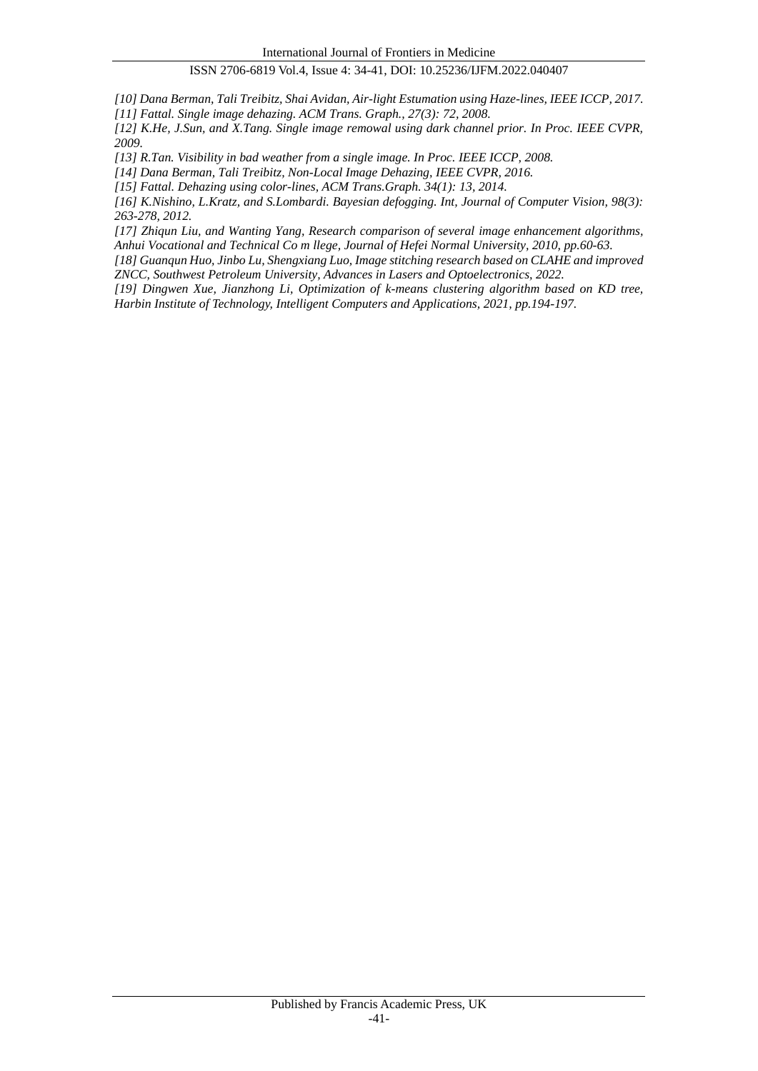*[10] Dana Berman, Tali Treibitz, Shai Avidan, Air-light Estumation using Haze-lines, IEEE ICCP, 2017.*

*[11] Fattal. Single image dehazing. ACM Trans. Graph., 27(3): 72, 2008.*

*[12] K.He, J.Sun, and X.Tang. Single image remowal using dark channel prior. In Proc. IEEE CVPR, 2009.*

*[13] R.Tan. Visibility in bad weather from a single image. In Proc. IEEE ICCP, 2008.*

*[14] Dana Berman, Tali Treibitz, Non-Local Image Dehazing, IEEE CVPR, 2016.*

*[15] Fattal. Dehazing using color-lines, ACM Trans.Graph. 34(1): 13, 2014.*

*[16] K.Nishino, L.Kratz, and S.Lombardi. Bayesian defogging. Int, Journal of Computer Vision, 98(3): 263-278, 2012.*

*[17] Zhiqun Liu, and Wanting Yang, Research comparison of several image enhancement algorithms, Anhui Vocational and Technical Co m llege, Journal of Hefei Normal University, 2010, pp.60-63.*

*[18] Guanqun Huo, Jinbo Lu, Shengxiang Luo, Image stitching research based on CLAHE and improved ZNCC, Southwest Petroleum University, Advances in Lasers and Optoelectronics, 2022.*

*[19] Dingwen Xue, Jianzhong Li, Optimization of k-means clustering algorithm based on KD tree, Harbin Institute of Technology, Intelligent Computers and Applications, 2021, pp.194-197.*